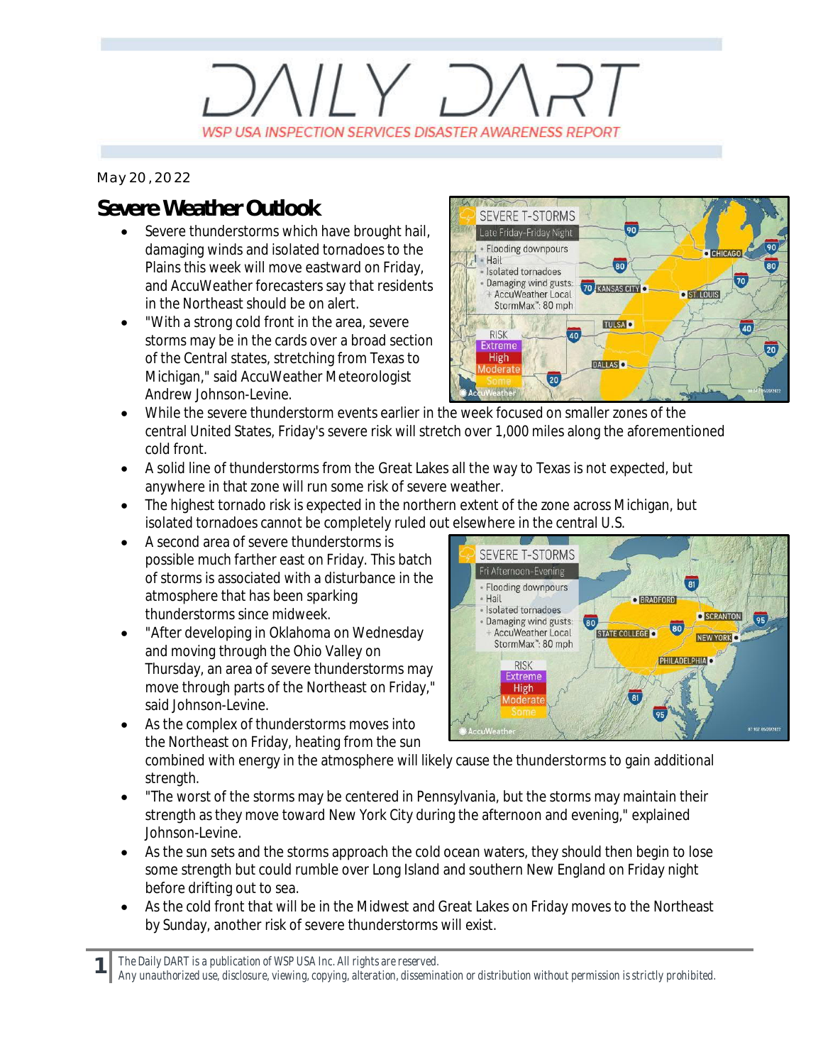# DAILY DART

WSP USA INSPECTION SERVICES DISASTER AWARENESS REPORT

May 20, 2022

## Severe Weather Outlook

- Severe thunderstorms which have brought hail, damaging winds and isolated tornadoes to the Plains this week will move eastward on Friday, and AccuWeather forecasters say that residents in the Northeast should be on alert.
- "With a strong cold front in the area, severe storms may be in the cards over a broad section of the Central states, stretching from Texas to Michigan," said AccuWeather Meteorologist Andrew Johnson-Levine.
- While the severe thunderstorm events earlier in the week focused on smaller zones of the central United States, Friday's severe risk will stretch over 1,000 miles along the aforementioned cold front.
- A solid line of thunderstorms from the Great Lakes all the way to Texas is not expected, but anywhere in that zone will run some risk of severe weather.
- The highest tornado risk is expected in the northern extent of the zone across Michigan, but isolated tornadoes cannot be completely ruled out elsewhere in the central U.S.
- A second area of severe thunderstorms is possible much farther east on Friday. This batch of storms is associated with a disturbance in the atmosphere that has been sparking thunderstorms since midweek.
- "After developing in Oklahoma on Wednesday and moving through the Ohio Valley on Thursday, an area of severe thunderstorms may move through parts of the Northeast on Friday," said Johnson-Levine.
- As the complex of thunderstorms moves into the Northeast on Friday, heating from the sun combined with energy in the atmosphere will likely cause the thunderstorms to gain additional strength.
- "The worst of the storms may be centered in Pennsylvania, but the storms may maintain their strength as they move toward New York City during the afternoon and evening," explained Johnson-Levine.
- As the sun sets and the storms approach the cold ocean waters, they should then begin to lose some strength but could rumble over Long Island and southern New England on Friday night before drifting out to sea.
- As the cold front that will be in the Midwest and Great Lakes on Friday moves to the Northeast by Sunday, another risk of severe thunderstorms will exist.

*The Daily DART is a publication of WSP USA Inc. All rights are reserved.*
*Any unauthorized use, disclosure, viewing, copying, alteration, dissemination or distribution without permission is strictly prohibited.*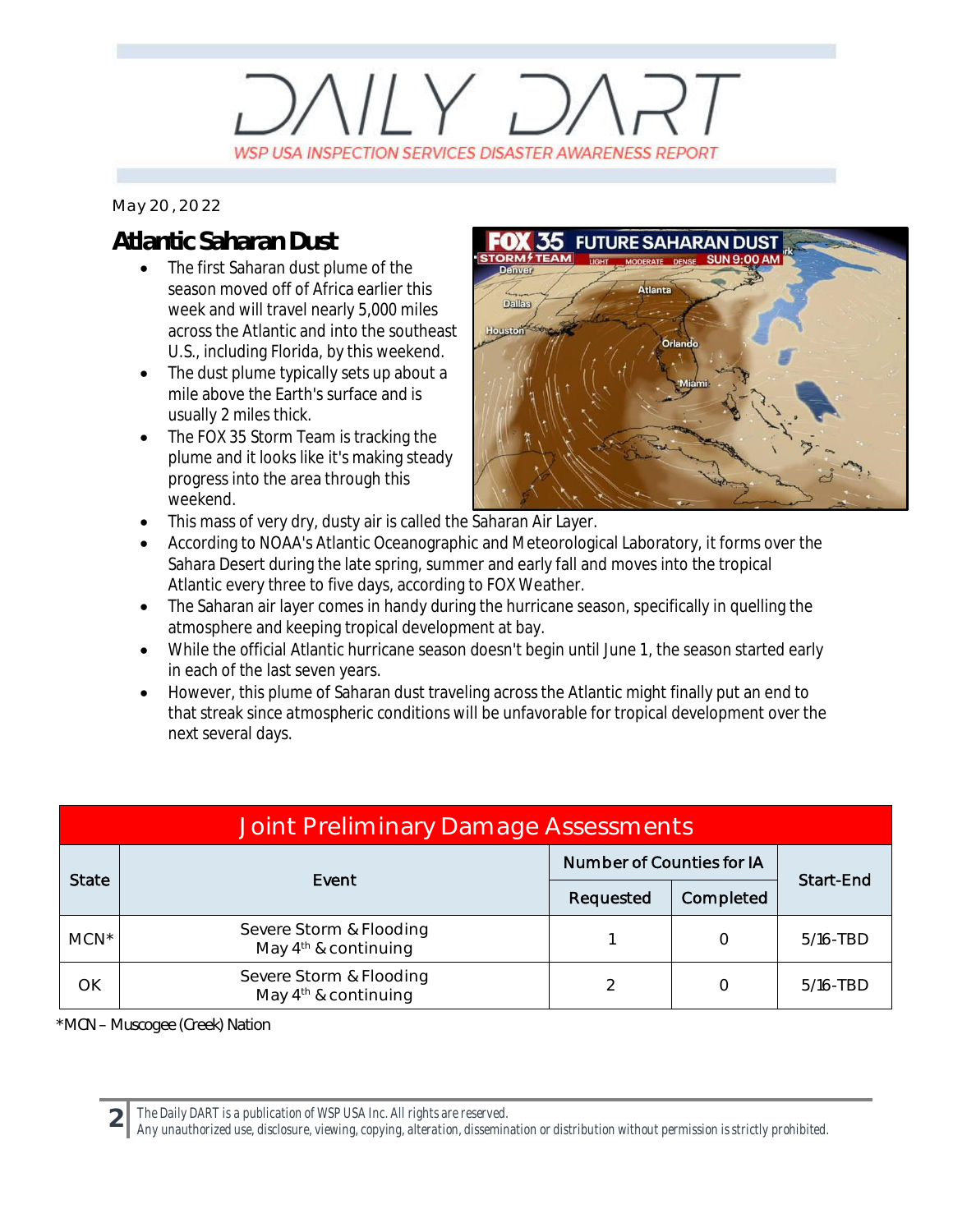# DAILY DART

WSP USA INSPECTION SERVICES DISASTER AWARENESS REPORT

May 20, 2022

## Atlantic Saharan Dust

- The first Saharan dust plume of the season moved off of Africa earlier this week and will travel nearly 5,000 miles across the Atlantic and into the southeast U.S., including Florida, by this weekend.
- The dust plume typically sets up about a mile above the Earth's surface and is usually 2 miles thick.
- The FOX 35 Storm Team is tracking the plume and it looks like it's making steady progress into the area through this weekend.
- This mass of very dry, dusty air is called the Saharan Air Layer.
- According to NOAA's Atlantic Oceanographic and Meteorological Laboratory, it forms over the Sahara Desert during the late spring, summer and early fall and moves into the tropical Atlantic every three to five days, according to FOX Weather.
- The Saharan air layer comes in handy during the hurricane season, specifically in quelling the atmosphere and keeping tropical development at bay.
- While the official Atlantic hurricane season doesn't begin until June 1, the season started early in each of the last seven years.
- However, this plume of Saharan dust traveling across the Atlantic might finally put an end to that streak since atmospheric conditions will be unfavorable for tropical development over the next several days.

| Joint Preliminary Damage Assessments | | | | |
|---|---|---|---|---|
| State | Event | Number of Counties for IA | | Start-End |
| | | Requested | Completed | |
| MCN* | Severe Storm & Flooding May 4th & continuing | 1 | 0 | 5/16-TBD |
| OK | Severe Storm & Flooding May 4th & continuing | 2 | 0 | 5/16-TBD |

*MCN – Muscogee (Creek) Nation

*The Daily DART is a publication of WSP USA Inc. All rights are reserved.*
*Any unauthorized use, disclosure, viewing, copying, alteration, dissemination or distribution without permission is strictly prohibited.*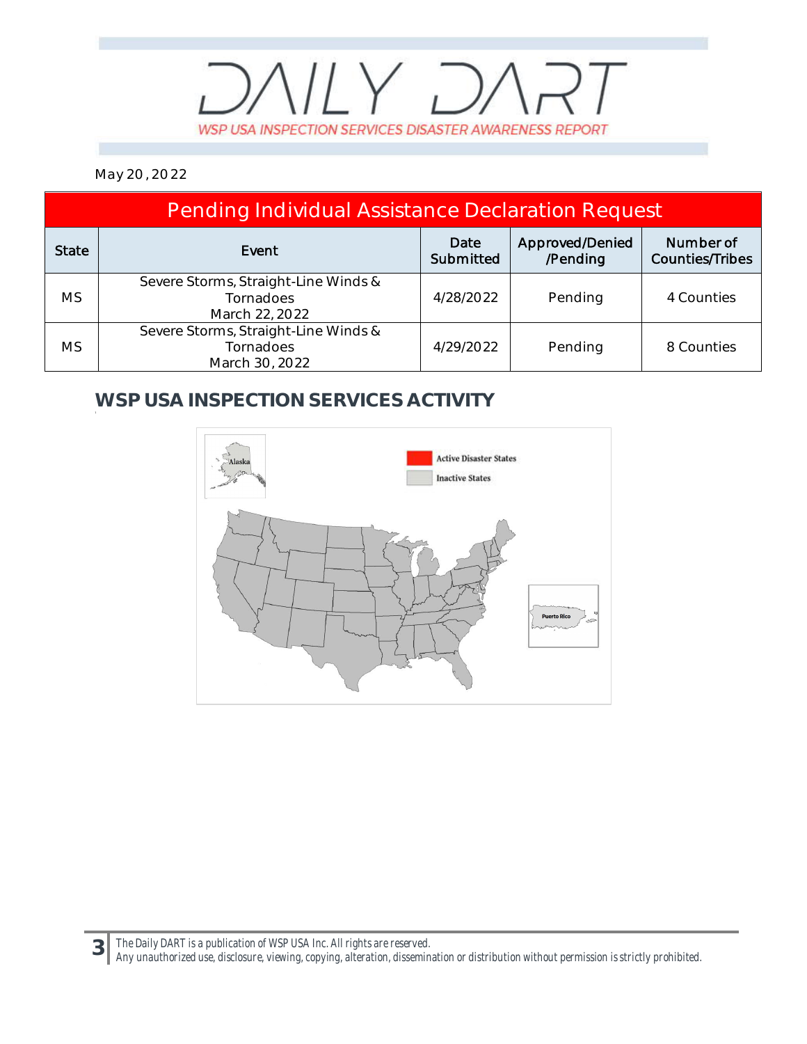# DAILY DART

WSP USA INSPECTION SERVICES DISASTER AWARENESS REPORT

May 20, 2022

| Pending Individual Assistance Declaration Request | | | | |
|---|---|---|---|---|
| State | Event | Date Submitted | Approved/Denied /Pending | Number of Counties/Tribes |
| MS | Severe Storms, Straight-Line Winds & Tornadoes March 22, 2022 | 4/28/2022 | Pending | 4 Counties |
| MS | Severe Storms, Straight-Line Winds & Tornadoes March 30, 2022 | 4/29/2022 | Pending | 8 Counties |

## WSP USA INSPECTION SERVICES ACTIVITY

Alaska

Active Disaster States

Inactive States

Puerto Rico

The Daily DART is a publication of WSP USA Inc. All rights are reserved.
Any unauthorized use, disclosure, viewing, copying, alteration, dissemination or distribution without permission is strictly prohibited.